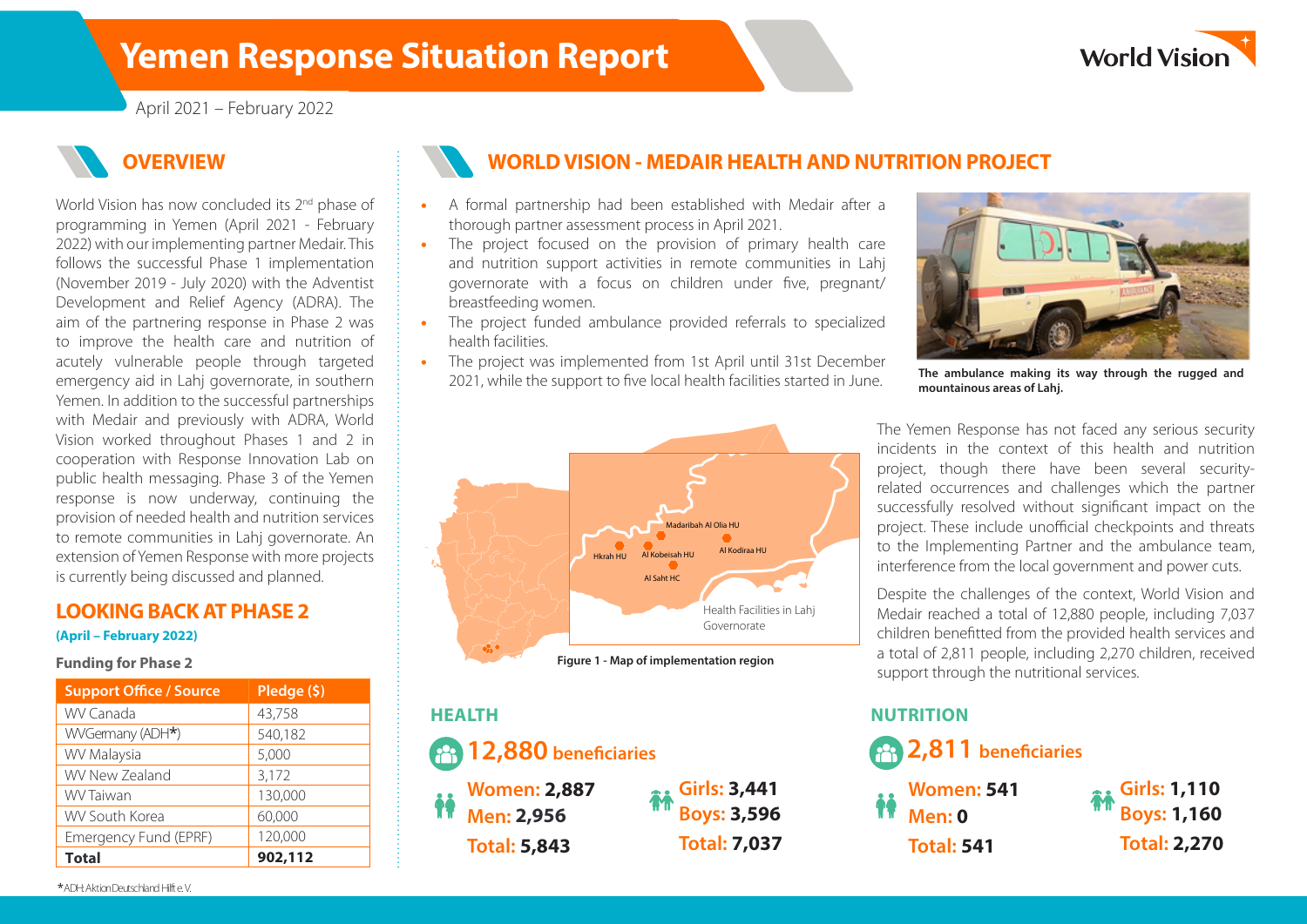# Yemen Response Situation Report

April 2021 – February 2022

## OVERVIEW

World Vision has now concluded its 2nd phase of programming in Yemen (April 2021 - February 2022) with our implementing partner Medair. This follows the successful Phase 1 implementation (November 2019 - July 2020) with the Adventist Development and Relief Agency (ADRA). The aim of the partnering response in Phase 2 was to improve the health care and nutrition of acutely vulnerable people through targeted emergency aid in Lahj governorate, in southern Yemen. In addition to the successful partnerships with Medair and previously with ADRA, World Vision worked throughout Phases 1 and 2 in cooperation with Response Innovation Lab on public health messaging. Phase 3 of the Yemen response is now underway, continuing the provision of needed health and nutrition services to remote communities in Lahj governorate. An extension of Yemen Response with more projects is currently being discussed and planned.

## LOOKING BACK AT PHASE 2

**(April – February 2022)**

**Funding for Phase 2**

| Support Office / Source | Pledge ($) |
|---|---|
| WV Canada | 43,758 |
| WVGermany (ADH*) | 540,182 |
| WV Malaysia | 5,000 |
| WV New Zealand | 3,172 |
| WV Taiwan | 130,000 |
| WV South Korea | 60,000 |
| Emergency Fund (EPRF) | 120,000 |
| **Total** | **902,112** |

*ADH: Aktion Deutschland Hilft e.V.

## WORLD VISION - MEDAIR HEALTH AND NUTRITION PROJECT

- A formal partnership had been established with Medair after a thorough partner assessment process in April 2021.
- The project focused on the provision of primary health care and nutrition support activities in remote communities in Lahj governorate with a focus on children under five, pregnant/ breastfeeding women.
- The project funded ambulance provided referrals to specialized health facilities.
- The project was implemented from 1st April until 31st December 2021, while the support to five local health facilities started in June.

**The ambulance making its way through the rugged and mountainous areas of Lahj.**

Madaribah Al Olia HU, Hkrah HU, Al Kobeisah HU, Al Kodiraa HU, Al Saht HC

Health Facilities in Lahj Governorate

**Figure 1 - Map of implementation region**

The Yemen Response has not faced any serious security incidents in the context of this health and nutrition project, though there have been several security-related occurrences and challenges which the partner successfully resolved without significant impact on the project. These include unofficial checkpoints and threats to the Implementing Partner and the ambulance team, interference from the local government and power cuts.

Despite the challenges of the context, World Vision and Medair reached a total of 12,880 people, including 7,037 children benefitted from the provided health services and a total of 2,811 people, including 2,270 children, received support through the nutritional services.

### HEALTH

**12,880 beneficiaries**

**Women: 2,887**
**Men: 2,956**
**Total: 5,843**

**Girls: 3,441**
**Boys: 3,596**
**Total: 7,037**

### NUTRITION

**2,811 beneficiaries**

**Women: 541**
**Men: 0**
**Total: 541**

**Girls: 1,110**
**Boys: 1,160**
**Total: 2,270**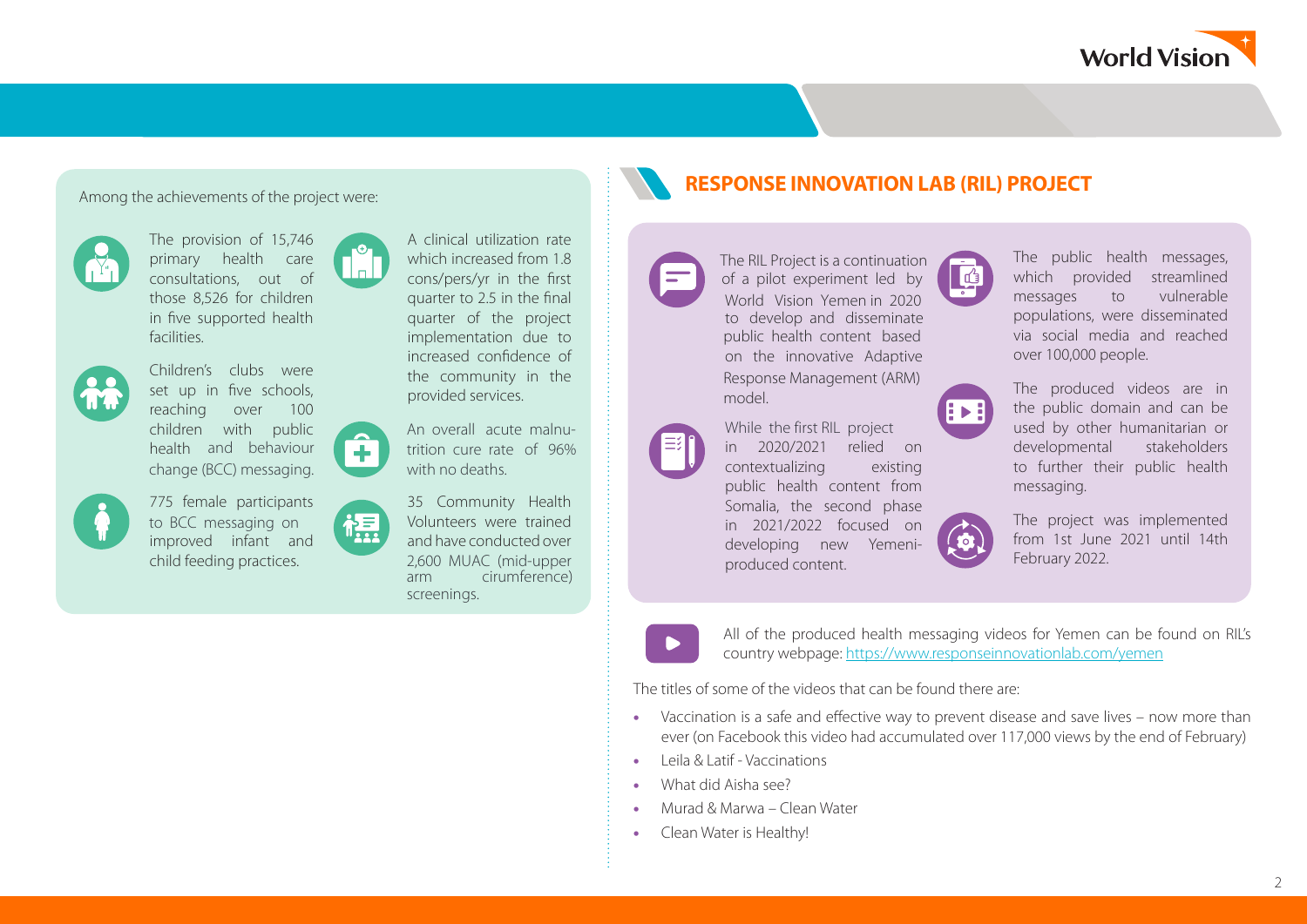Among the achievements of the project were:

- The provision of 15,746 primary health care consultations, out of those 8,526 for children in five supported health facilities.
- Children's clubs were set up in five schools, reaching over 100 children with public health and behaviour change (BCC) messaging.
- 775 female participants to BCC messaging on improved infant and child feeding practices.
- A clinical utilization rate which increased from 1.8 cons/pers/yr in the first quarter to 2.5 in the final quarter of the project implementation due to increased confidence of the community in the provided services.
- An overall acute malnutrition cure rate of 96% with no deaths.
- 35 Community Health Volunteers were trained and have conducted over 2,600 MUAC (mid-upper arm cirumference) screenings.

## RESPONSE INNOVATION LAB (RIL) PROJECT

The RIL Project is a continuation of a pilot experiment led by World Vision Yemen in 2020 to develop and disseminate public health content based on the innovative Adaptive Response Management (ARM) model.

While the first RIL project in 2020/2021 relied on contextualizing existing public health content from Somalia, the second phase in 2021/2022 focused on developing new Yemeni-produced content.

The public health messages, which provided streamlined messages to vulnerable populations, were disseminated via social media and reached over 100,000 people.

The produced videos are in the public domain and can be used by other humanitarian or developmental stakeholders to further their public health messaging.

The project was implemented from 1st June 2021 until 14th February 2022.

All of the produced health messaging videos for Yemen can be found on RIL's country webpage: https://www.responseinnovationlab.com/yemen

The titles of some of the videos that can be found there are:

- Vaccination is a safe and effective way to prevent disease and save lives – now more than ever (on Facebook this video had accumulated over 117,000 views by the end of February)
- Leila & Latif - Vaccinations
- What did Aisha see?
- Murad & Marwa – Clean Water
- Clean Water is Healthy!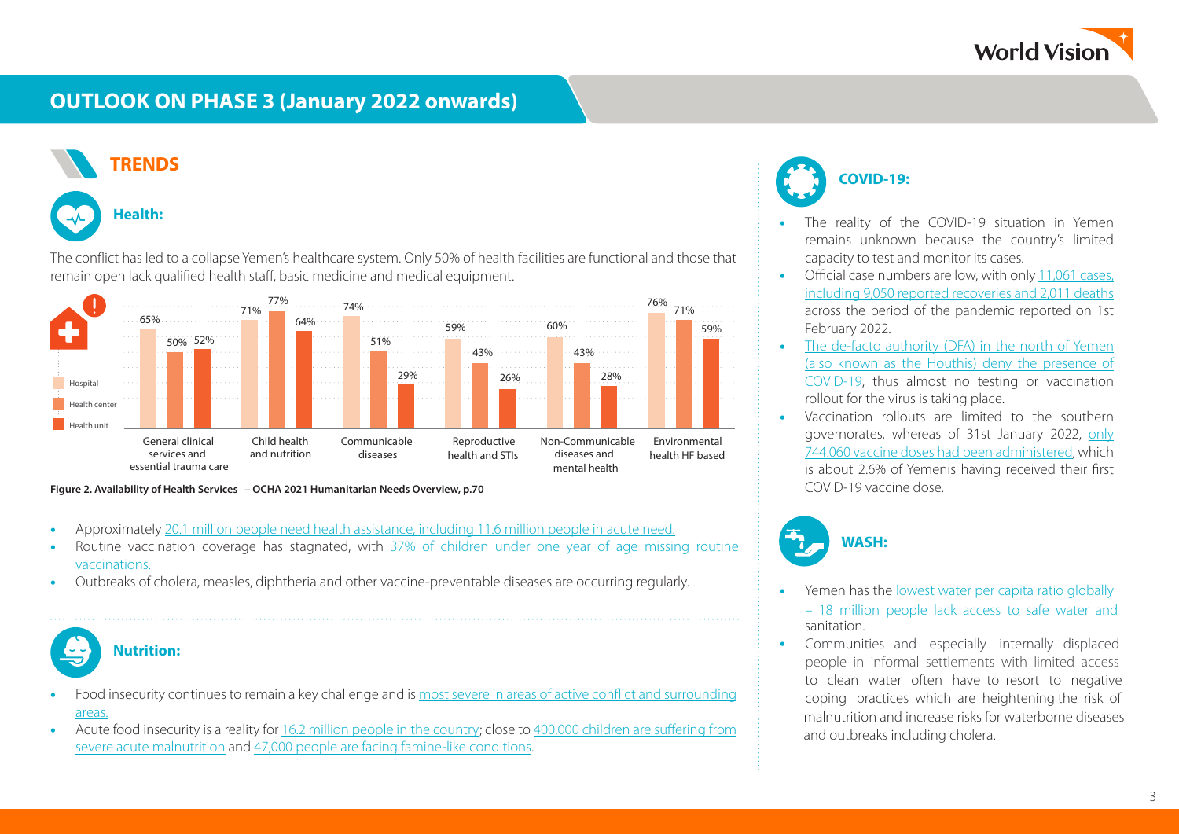# OUTLOOK ON PHASE 3 (January 2022 onwards)

## TRENDS

### Health:

The conflict has led to a collapse Yemen's healthcare system. Only 50% of health facilities are functional and those that remain open lack qualified health staff, basic medicine and medical equipment.

| | Hospital | Health center | Health unit |
|---|---|---|---|
| General clinical services and essential trauma care | 65% | 50% | 52% |
| Child health and nutrition | 71% | 77% | 64% |
| Communicable diseases | 74% | 51% | 29% |
| Reproductive health and STIs | 59% | 43% | 26% |
| Non-Communicable diseases and mental health | 60% | 43% | 28% |
| Environmental health HF based | 76% | 71% | 59% |

**Figure 2. Availability of Health Services – OCHA 2021 Humanitarian Needs Overview, p.70**

- Approximately 20.1 million people need health assistance, including 11.6 million people in acute need.
- Routine vaccination coverage has stagnated, with 37% of children under one year of age missing routine vaccinations.
- Outbreaks of cholera, measles, diphtheria and other vaccine-preventable diseases are occurring regularly.

### Nutrition:

- Food insecurity continues to remain a key challenge and is most severe in areas of active conflict and surrounding areas.
- Acute food insecurity is a reality for 16.2 million people in the country; close to 400,000 children are suffering from severe acute malnutrition and 47,000 people are facing famine-like conditions.

### COVID-19:

- The reality of the COVID-19 situation in Yemen remains unknown because the country's limited capacity to test and monitor its cases.
- Official case numbers are low, with only 11,061 cases, including 9,050 reported recoveries and 2,011 deaths across the period of the pandemic reported on 1st February 2022.
- The de-facto authority (DFA) in the north of Yemen (also known as the Houthis) deny the presence of COVID-19, thus almost no testing or vaccination rollout for the virus is taking place.
- Vaccination rollouts are limited to the southern governorates, whereas of 31st January 2022, only 744.060 vaccine doses had been administered, which is about 2.6% of Yemenis having received their first COVID-19 vaccine dose.

### WASH:

- Yemen has the lowest water per capita ratio globally – 18 million people lack access to safe water and sanitation.
- Communities and especially internally displaced people in informal settlements with limited access to clean water often have to resort to negative coping practices which are heightening the risk of malnutrition and increase risks for waterborne diseases and outbreaks including cholera.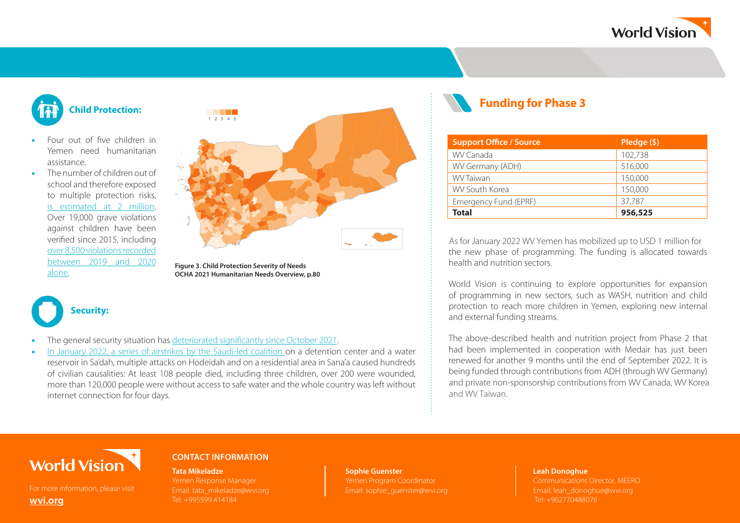## Child Protection:

- Four out of five children in Yemen need humanitarian assistance.
- The number of children out of school and therefore exposed to multiple protection risks, is estimated at 2 million. Over 19,000 grave violations against children have been verified since 2015, including over 8,500 violations recorded between 2019 and 2020 alone.

1 2 3 4 5

**Figure 3. Child Protection Severity of Needs**
**OCHA 2021 Humanitarian Needs Overview, p.80**

## Security:

- The general security situation has deteriorated significantly since October 2021.
- In January 2022, a series of airstrikes by the Saudi-led coalition on a detention center and a water reservoir in Sa'dah, multiple attacks on Hodeidah and on a residential area in Sana'a caused hundreds of civilian causalities: At least 108 people died, including three children, over 200 were wounded, more than 120,000 people were without access to safe water and the whole country was left without internet connection for four days.

## Funding for Phase 3

| Support Office / Source | Pledge ($) |
|---|---|
| WV Canada | 102,738 |
| WV Germany (ADH) | 516,000 |
| WV Taiwan | 150,000 |
| WV South Korea | 150,000 |
| Emergency Fund (EPRF) | 37,787 |
| **Total** | **956,525** |

As for January 2022 WV Yemen has mobilized up to USD 1 million for the new phase of programming. The funding is allocated towards health and nutrition sectors.

World Vision is continuing to explore opportunities for expansion of programming in new sectors, such as WASH, nutrition and child protection to reach more children in Yemen, exploring new internal and external funding streams.

The above-described health and nutrition project from Phase 2 that had been implemented in cooperation with Medair has just been renewed for another 9 months until the end of September 2022. It is being funded through contributions from ADH (through WV Germany) and private non-sponsorship contributions from WV Canada, WV Korea and WV Taiwan.

World Vision

For more information, please visit **wvi.org**

### CONTACT INFORMATION

**Tata Mikeladze**
Yemen Response Manager
Email: tata_mikeladze@wvi.org
Tel: +995599 414184

**Sophie Guenster**
Yemen Program Coordinator
Email: sophie_guenster@wvi.org

**Leah Donoghue**
Communications Director, MEERO
Email: leah_donoghue@wvi.org
Tel: +962770488076